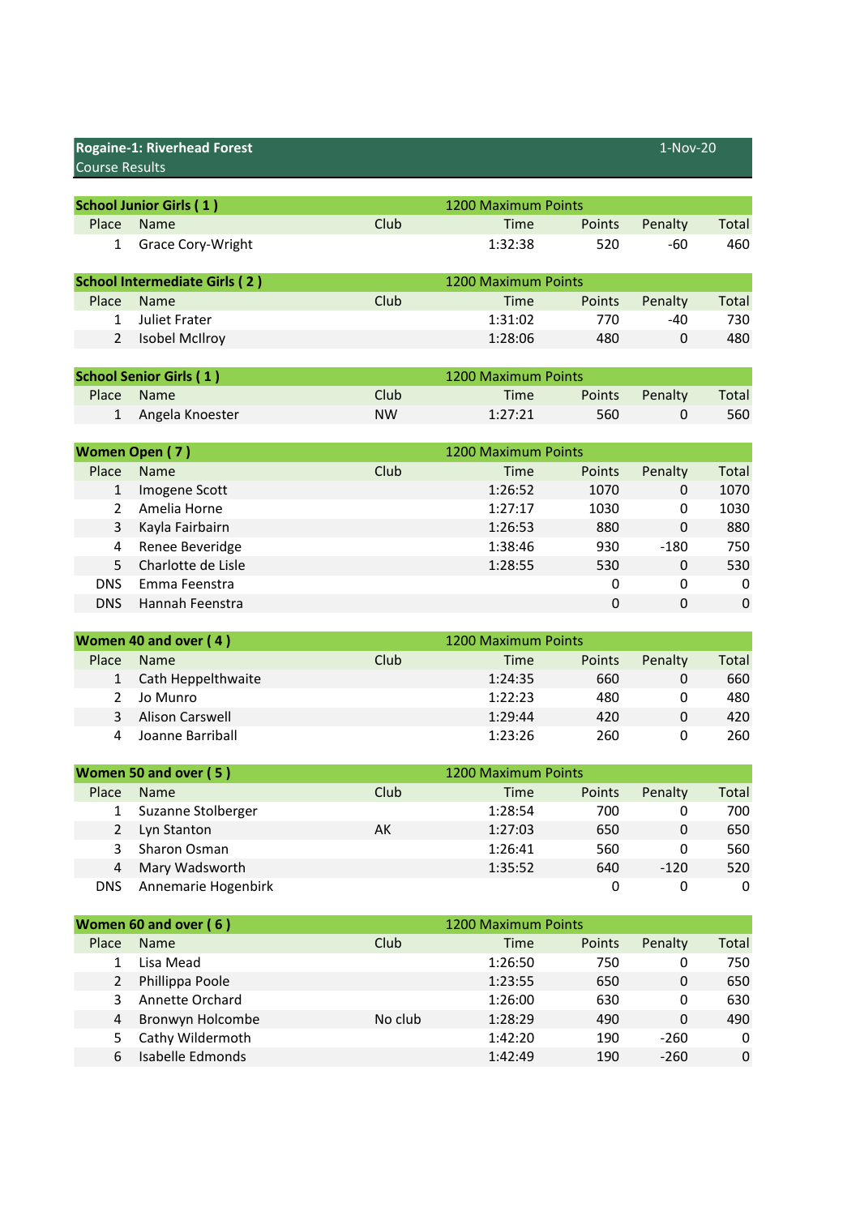# Rogaine-1: Riverhead Forest

Course Results

1-Nov-20

## School Junior Girls ( 1 )

1200 Maximum Points

| Place | Name | Club | Time | Points | Penalty | Total |
|---|---|---|---|---|---|---|
| 1 | Grace Cory-Wright | | 1:32:38 | 520 | -60 | 460 |

## School Intermediate Girls ( 2 )

1200 Maximum Points

| Place | Name | Club | Time | Points | Penalty | Total |
|---|---|---|---|---|---|---|
| 1 | Juliet Frater | | 1:31:02 | 770 | -40 | 730 |
| 2 | Isobel McIlroy | | 1:28:06 | 480 | 0 | 480 |

## School Senior Girls ( 1 )

1200 Maximum Points

| Place | Name | Club | Time | Points | Penalty | Total |
|---|---|---|---|---|---|---|
| 1 | Angela Knoester | NW | 1:27:21 | 560 | 0 | 560 |

## Women Open ( 7 )

1200 Maximum Points

| Place | Name | Club | Time | Points | Penalty | Total |
|---|---|---|---|---|---|---|
| 1 | Imogene Scott | | 1:26:52 | 1070 | 0 | 1070 |
| 2 | Amelia Horne | | 1:27:17 | 1030 | 0 | 1030 |
| 3 | Kayla Fairbairn | | 1:26:53 | 880 | 0 | 880 |
| 4 | Renee Beveridge | | 1:38:46 | 930 | -180 | 750 |
| 5 | Charlotte de Lisle | | 1:28:55 | 530 | 0 | 530 |
| DNS | Emma Feenstra | | | 0 | 0 | 0 |
| DNS | Hannah Feenstra | | | 0 | 0 | 0 |

## Women 40 and over ( 4 )

1200 Maximum Points

| Place | Name | Club | Time | Points | Penalty | Total |
|---|---|---|---|---|---|---|
| 1 | Cath Heppelthwaite | | 1:24:35 | 660 | 0 | 660 |
| 2 | Jo Munro | | 1:22:23 | 480 | 0 | 480 |
| 3 | Alison Carswell | | 1:29:44 | 420 | 0 | 420 |
| 4 | Joanne Barriball | | 1:23:26 | 260 | 0 | 260 |

## Women 50 and over ( 5 )

1200 Maximum Points

| Place | Name | Club | Time | Points | Penalty | Total |
|---|---|---|---|---|---|---|
| 1 | Suzanne Stolberger | | 1:28:54 | 700 | 0 | 700 |
| 2 | Lyn Stanton | AK | 1:27:03 | 650 | 0 | 650 |
| 3 | Sharon Osman | | 1:26:41 | 560 | 0 | 560 |
| 4 | Mary Wadsworth | | 1:35:52 | 640 | -120 | 520 |
| DNS | Annemarie Hogenbirk | | | 0 | 0 | 0 |

## Women 60 and over ( 6 )

1200 Maximum Points

| Place | Name | Club | Time | Points | Penalty | Total |
|---|---|---|---|---|---|---|
| 1 | Lisa Mead | | 1:26:50 | 750 | 0 | 750 |
| 2 | Phillippa Poole | | 1:23:55 | 650 | 0 | 650 |
| 3 | Annette Orchard | | 1:26:00 | 630 | 0 | 630 |
| 4 | Bronwyn Holcombe | No club | 1:28:29 | 490 | 0 | 490 |
| 5 | Cathy Wildermoth | | 1:42:20 | 190 | -260 | 0 |
| 6 | Isabelle Edmonds | | 1:42:49 | 190 | -260 | 0 |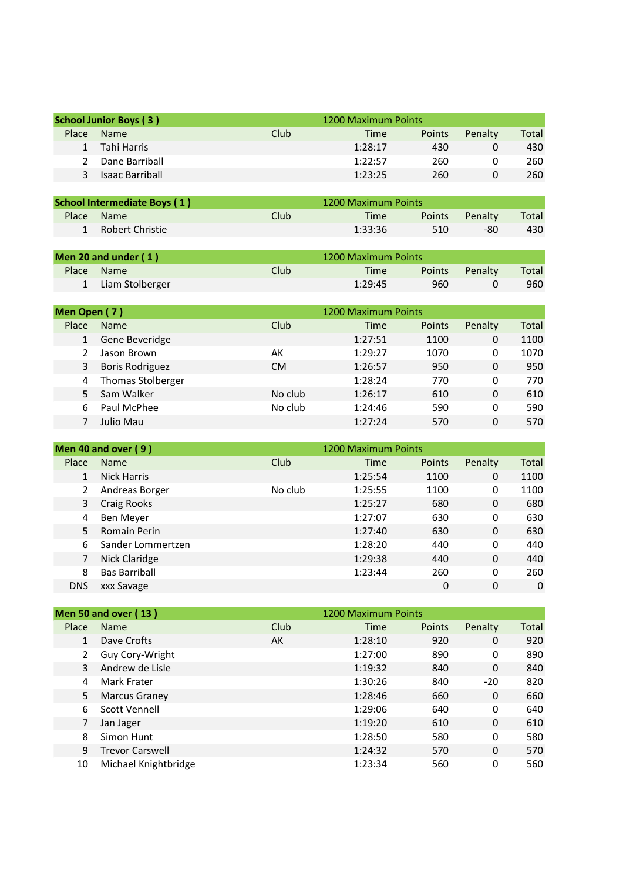| School Junior Boys ( 3 ) | | | 1200 Maximum Points | | | |
|---|---|---|---|---|---|---|
| Place | Name | Club | Time | Points | Penalty | Total |
| 1 | Tahi Harris | | 1:28:17 | 430 | 0 | 430 |
| 2 | Dane Barriball | | 1:22:57 | 260 | 0 | 260 |
| 3 | Isaac Barriball | | 1:23:25 | 260 | 0 | 260 |

| School Intermediate Boys ( 1 ) | | | 1200 Maximum Points | | | |
|---|---|---|---|---|---|---|
| Place | Name | Club | Time | Points | Penalty | Total |
| 1 | Robert Christie | | 1:33:36 | 510 | -80 | 430 |

| Men 20 and under ( 1 ) | | | 1200 Maximum Points | | | |
|---|---|---|---|---|---|---|
| Place | Name | Club | Time | Points | Penalty | Total |
| 1 | Liam Stolberger | | 1:29:45 | 960 | 0 | 960 |

| Men Open ( 7 ) | | | 1200 Maximum Points | | | |
|---|---|---|---|---|---|---|
| Place | Name | Club | Time | Points | Penalty | Total |
| 1 | Gene Beveridge | | 1:27:51 | 1100 | 0 | 1100 |
| 2 | Jason Brown | AK | 1:29:27 | 1070 | 0 | 1070 |
| 3 | Boris Rodriguez | CM | 1:26:57 | 950 | 0 | 950 |
| 4 | Thomas Stolberger | | 1:28:24 | 770 | 0 | 770 |
| 5 | Sam Walker | No club | 1:26:17 | 610 | 0 | 610 |
| 6 | Paul McPhee | No club | 1:24:46 | 590 | 0 | 590 |
| 7 | Julio Mau | | 1:27:24 | 570 | 0 | 570 |

| Men 40 and over ( 9 ) | | | 1200 Maximum Points | | | |
|---|---|---|---|---|---|---|
| Place | Name | Club | Time | Points | Penalty | Total |
| 1 | Nick Harris | | 1:25:54 | 1100 | 0 | 1100 |
| 2 | Andreas Borger | No club | 1:25:55 | 1100 | 0 | 1100 |
| 3 | Craig Rooks | | 1:25:27 | 680 | 0 | 680 |
| 4 | Ben Meyer | | 1:27:07 | 630 | 0 | 630 |
| 5 | Romain Perin | | 1:27:40 | 630 | 0 | 630 |
| 6 | Sander Lommertzen | | 1:28:20 | 440 | 0 | 440 |
| 7 | Nick Claridge | | 1:29:38 | 440 | 0 | 440 |
| 8 | Bas Barriball | | 1:23:44 | 260 | 0 | 260 |
| DNS | xxx Savage | | | 0 | 0 | 0 |

| Men 50 and over ( 13 ) | | | 1200 Maximum Points | | | |
|---|---|---|---|---|---|---|
| Place | Name | Club | Time | Points | Penalty | Total |
| 1 | Dave Crofts | AK | 1:28:10 | 920 | 0 | 920 |
| 2 | Guy Cory-Wright | | 1:27:00 | 890 | 0 | 890 |
| 3 | Andrew de Lisle | | 1:19:32 | 840 | 0 | 840 |
| 4 | Mark Frater | | 1:30:26 | 840 | -20 | 820 |
| 5 | Marcus Graney | | 1:28:46 | 660 | 0 | 660 |
| 6 | Scott Vennell | | 1:29:06 | 640 | 0 | 640 |
| 7 | Jan Jager | | 1:19:20 | 610 | 0 | 610 |
| 8 | Simon Hunt | | 1:28:50 | 580 | 0 | 580 |
| 9 | Trevor Carswell | | 1:24:32 | 570 | 0 | 570 |
| 10 | Michael Knightbridge | | 1:23:34 | 560 | 0 | 560 |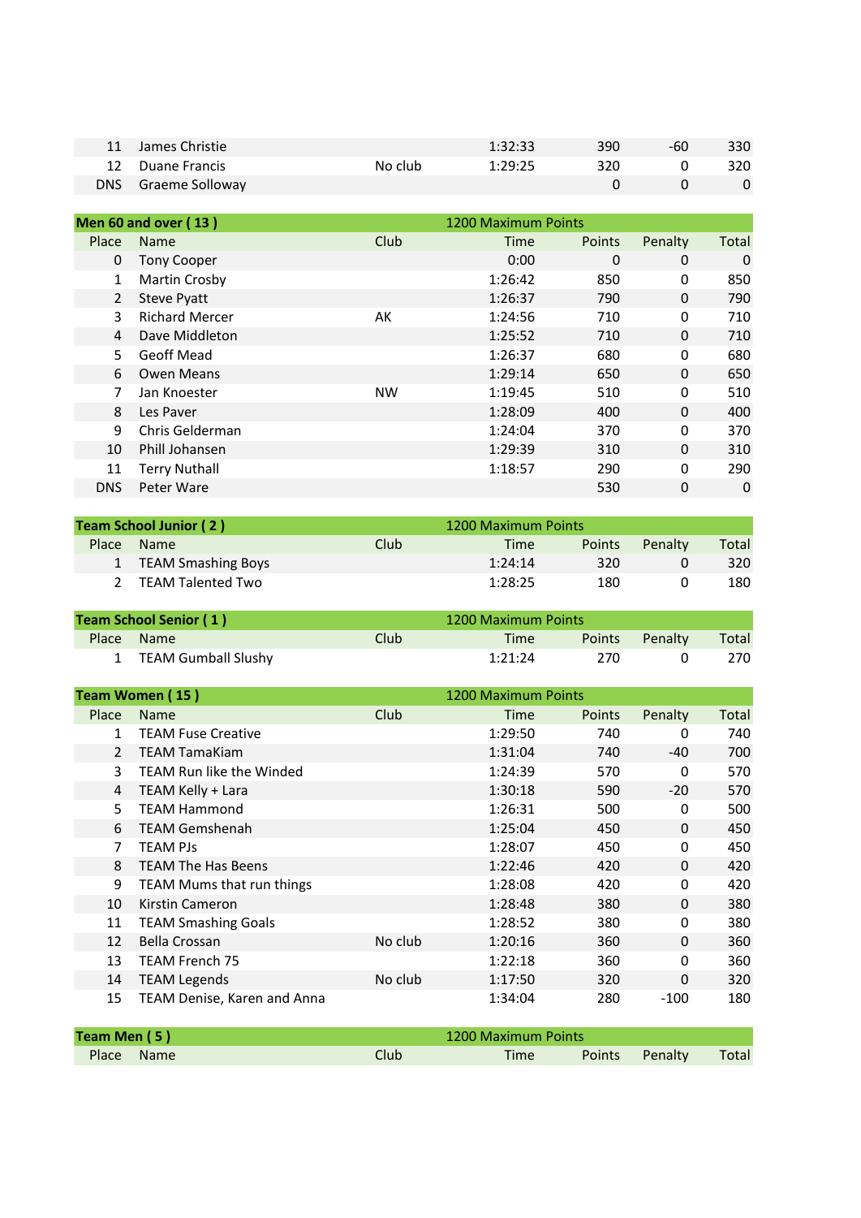| Place | Name | Club | Time | Points | Penalty | Total |
|---|---|---|---|---|---|---|
| 11 | James Christie | | 1:32:33 | 390 | -60 | 330 |
| 12 | Duane Francis | No club | 1:29:25 | 320 | 0 | 320 |
| DNS | Graeme Solloway | | | 0 | 0 | 0 |

**Men 60 and over ( 13 )** — 1200 Maximum Points

| Place | Name | Club | Time | Points | Penalty | Total |
|---|---|---|---|---|---|---|
| 0 | Tony Cooper | | 0:00 | 0 | 0 | 0 |
| 1 | Martin Crosby | | 1:26:42 | 850 | 0 | 850 |
| 2 | Steve Pyatt | | 1:26:37 | 790 | 0 | 790 |
| 3 | Richard Mercer | AK | 1:24:56 | 710 | 0 | 710 |
| 4 | Dave Middleton | | 1:25:52 | 710 | 0 | 710 |
| 5 | Geoff Mead | | 1:26:37 | 680 | 0 | 680 |
| 6 | Owen Means | | 1:29:14 | 650 | 0 | 650 |
| 7 | Jan Knoester | NW | 1:19:45 | 510 | 0 | 510 |
| 8 | Les Paver | | 1:28:09 | 400 | 0 | 400 |
| 9 | Chris Gelderman | | 1:24:04 | 370 | 0 | 370 |
| 10 | Phill Johansen | | 1:29:39 | 310 | 0 | 310 |
| 11 | Terry Nuthall | | 1:18:57 | 290 | 0 | 290 |
| DNS | Peter Ware | | | 530 | 0 | 0 |

**Team School Junior ( 2 )** — 1200 Maximum Points

| Place | Name | Club | Time | Points | Penalty | Total |
|---|---|---|---|---|---|---|
| 1 | TEAM Smashing Boys | | 1:24:14 | 320 | 0 | 320 |
| 2 | TEAM Talented Two | | 1:28:25 | 180 | 0 | 180 |

**Team School Senior ( 1 )** — 1200 Maximum Points

| Place | Name | Club | Time | Points | Penalty | Total |
|---|---|---|---|---|---|---|
| 1 | TEAM Gumball Slushy | | 1:21:24 | 270 | 0 | 270 |

**Team Women ( 15 )** — 1200 Maximum Points

| Place | Name | Club | Time | Points | Penalty | Total |
|---|---|---|---|---|---|---|
| 1 | TEAM Fuse Creative | | 1:29:50 | 740 | 0 | 740 |
| 2 | TEAM TamaKiam | | 1:31:04 | 740 | -40 | 700 |
| 3 | TEAM Run like the Winded | | 1:24:39 | 570 | 0 | 570 |
| 4 | TEAM Kelly + Lara | | 1:30:18 | 590 | -20 | 570 |
| 5 | TEAM Hammond | | 1:26:31 | 500 | 0 | 500 |
| 6 | TEAM Gemshenah | | 1:25:04 | 450 | 0 | 450 |
| 7 | TEAM PJs | | 1:28:07 | 450 | 0 | 450 |
| 8 | TEAM The Has Beens | | 1:22:46 | 420 | 0 | 420 |
| 9 | TEAM Mums that run things | | 1:28:08 | 420 | 0 | 420 |
| 10 | Kirstin Cameron | | 1:28:48 | 380 | 0 | 380 |
| 11 | TEAM Smashing Goals | | 1:28:52 | 380 | 0 | 380 |
| 12 | Bella Crossan | No club | 1:20:16 | 360 | 0 | 360 |
| 13 | TEAM French 75 | | 1:22:18 | 360 | 0 | 360 |
| 14 | TEAM Legends | No club | 1:17:50 | 320 | 0 | 320 |
| 15 | TEAM Denise, Karen and Anna | | 1:34:04 | 280 | -100 | 180 |

**Team Men ( 5 )** — 1200 Maximum Points

| Place | Name | Club | Time | Points | Penalty | Total |
|---|---|---|---|---|---|---|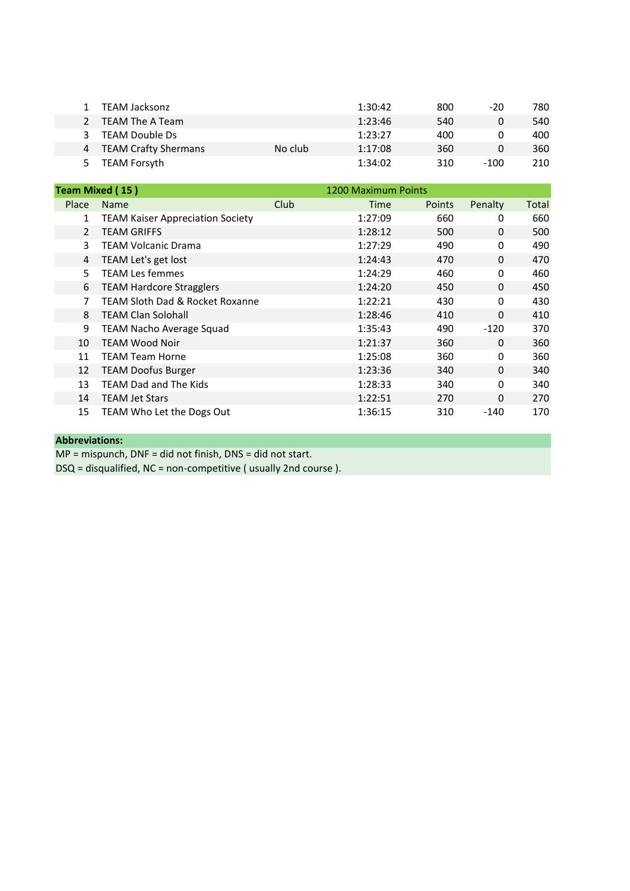| | | | | | | |
|---|---|---|---|---|---|---|
| 1 | TEAM Jacksonz | | 1:30:42 | 800 | -20 | 780 |
| 2 | TEAM The A Team | | 1:23:46 | 540 | 0 | 540 |
| 3 | TEAM Double Ds | | 1:23:27 | 400 | 0 | 400 |
| 4 | TEAM Crafty Shermans | No club | 1:17:08 | 360 | 0 | 360 |
| 5 | TEAM Forsyth | | 1:34:02 | 310 | -100 | 210 |

**Team Mixed ( 15 )** — 1200 Maximum Points

| Place | Name | Club | Time | Points | Penalty | Total |
|---|---|---|---|---|---|---|
| 1 | TEAM Kaiser Appreciation Society | | 1:27:09 | 660 | 0 | 660 |
| 2 | TEAM GRIFFS | | 1:28:12 | 500 | 0 | 500 |
| 3 | TEAM Volcanic Drama | | 1:27:29 | 490 | 0 | 490 |
| 4 | TEAM Let's get lost | | 1:24:43 | 470 | 0 | 470 |
| 5 | TEAM Les femmes | | 1:24:29 | 460 | 0 | 460 |
| 6 | TEAM Hardcore Stragglers | | 1:24:20 | 450 | 0 | 450 |
| 7 | TEAM Sloth Dad & Rocket Roxanne | | 1:22:21 | 430 | 0 | 430 |
| 8 | TEAM Clan Solohall | | 1:28:46 | 410 | 0 | 410 |
| 9 | TEAM Nacho Average Squad | | 1:35:43 | 490 | -120 | 370 |
| 10 | TEAM Wood Noir | | 1:21:37 | 360 | 0 | 360 |
| 11 | TEAM Team Horne | | 1:25:08 | 360 | 0 | 360 |
| 12 | TEAM Doofus Burger | | 1:23:36 | 340 | 0 | 340 |
| 13 | TEAM Dad and The Kids | | 1:28:33 | 340 | 0 | 340 |
| 14 | TEAM Jet Stars | | 1:22:51 | 270 | 0 | 270 |
| 15 | TEAM Who Let the Dogs Out | | 1:36:15 | 310 | -140 | 170 |

**Abbreviations:**

MP = mispunch, DNF = did not finish, DNS = did not start.

DSQ = disqualified, NC = non-competitive ( usually 2nd course ).